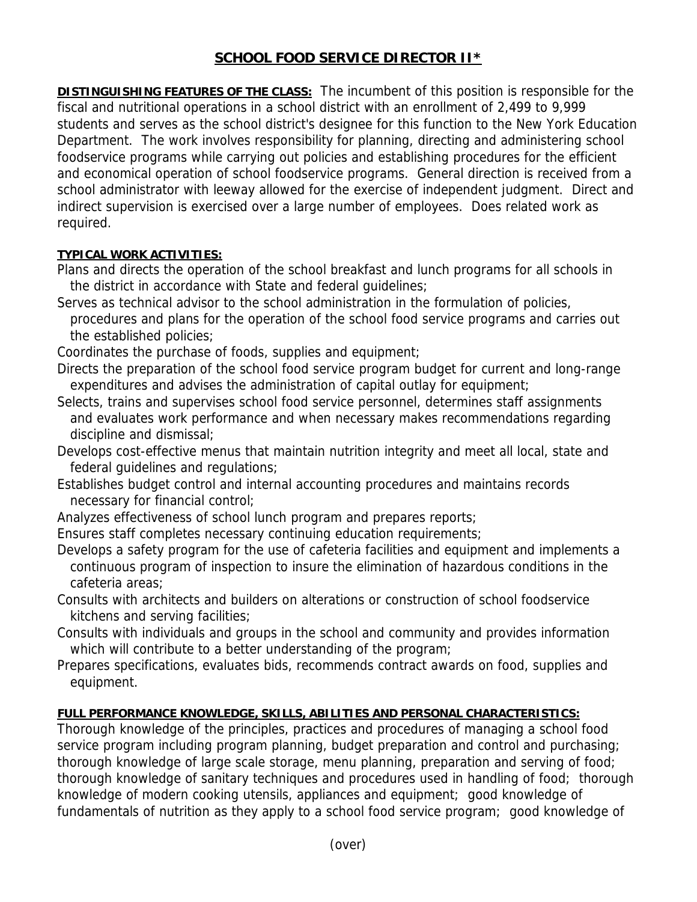# SCHOOL FOOD SERVICE DIRECTOR II*

**DISTINGUISHING FEATURES OF THE CLASS:** The incumbent of this position is responsible for the fiscal and nutritional operations in a school district with an enrollment of 2,499 to 9,999 students and serves as the school district's designee for this function to the New York Education Department. The work involves responsibility for planning, directing and administering school foodservice programs while carrying out policies and establishing procedures for the efficient and economical operation of school foodservice programs. General direction is received from a school administrator with leeway allowed for the exercise of independent judgment. Direct and indirect supervision is exercised over a large number of employees. Does related work as required.

**TYPICAL WORK ACTIVITIES:**

Plans and directs the operation of the school breakfast and lunch programs for all schools in the district in accordance with State and federal guidelines;

Serves as technical advisor to the school administration in the formulation of policies, procedures and plans for the operation of the school food service programs and carries out the established policies;

Coordinates the purchase of foods, supplies and equipment;

Directs the preparation of the school food service program budget for current and long-range expenditures and advises the administration of capital outlay for equipment;

Selects, trains and supervises school food service personnel, determines staff assignments and evaluates work performance and when necessary makes recommendations regarding discipline and dismissal;

Develops cost-effective menus that maintain nutrition integrity and meet all local, state and federal guidelines and regulations;

Establishes budget control and internal accounting procedures and maintains records necessary for financial control;

Analyzes effectiveness of school lunch program and prepares reports;

Ensures staff completes necessary continuing education requirements;

Develops a safety program for the use of cafeteria facilities and equipment and implements a continuous program of inspection to insure the elimination of hazardous conditions in the cafeteria areas;

Consults with architects and builders on alterations or construction of school foodservice kitchens and serving facilities;

Consults with individuals and groups in the school and community and provides information which will contribute to a better understanding of the program;

Prepares specifications, evaluates bids, recommends contract awards on food, supplies and equipment.

**FULL PERFORMANCE KNOWLEDGE, SKILLS, ABILITIES AND PERSONAL CHARACTERISTICS:**

Thorough knowledge of the principles, practices and procedures of managing a school food service program including program planning, budget preparation and control and purchasing; thorough knowledge of large scale storage, menu planning, preparation and serving of food; thorough knowledge of sanitary techniques and procedures used in handling of food; thorough knowledge of modern cooking utensils, appliances and equipment; good knowledge of fundamentals of nutrition as they apply to a school food service program; good knowledge of

(over)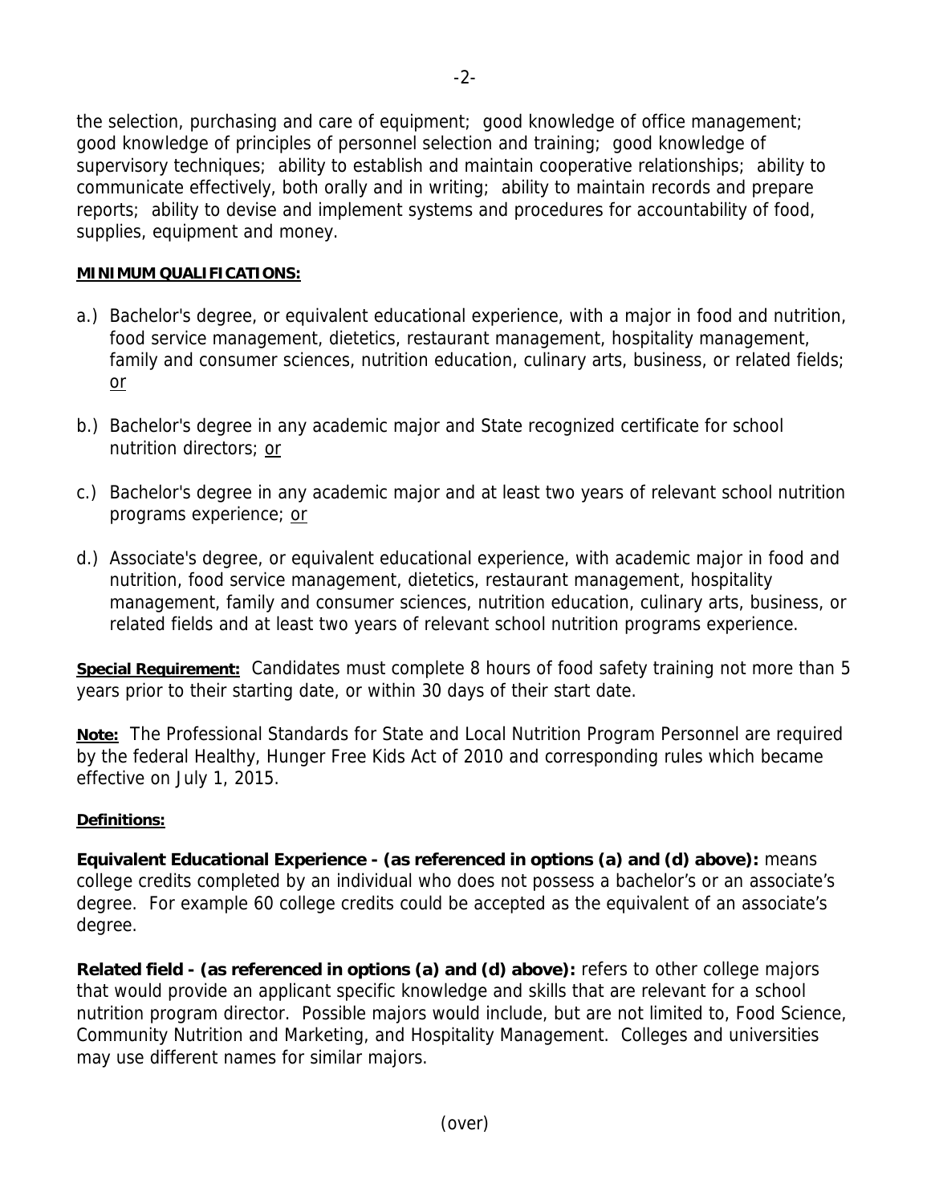the selection, purchasing and care of equipment; good knowledge of office management; good knowledge of principles of personnel selection and training; good knowledge of supervisory techniques; ability to establish and maintain cooperative relationships; ability to communicate effectively, both orally and in writing; ability to maintain records and prepare reports; ability to devise and implement systems and procedures for accountability of food, supplies, equipment and money.

**MINIMUM QUALIFICATIONS:**

a.) Bachelor's degree, or equivalent educational experience, with a major in food and nutrition, food service management, dietetics, restaurant management, hospitality management, family and consumer sciences, nutrition education, culinary arts, business, or related fields; or

b.) Bachelor's degree in any academic major and State recognized certificate for school nutrition directors; or

c.) Bachelor's degree in any academic major and at least two years of relevant school nutrition programs experience; or

d.) Associate's degree, or equivalent educational experience, with academic major in food and nutrition, food service management, dietetics, restaurant management, hospitality management, family and consumer sciences, nutrition education, culinary arts, business, or related fields and at least two years of relevant school nutrition programs experience.

**Special Requirement:** Candidates must complete 8 hours of food safety training not more than 5 years prior to their starting date, or within 30 days of their start date.

**Note:** The Professional Standards for State and Local Nutrition Program Personnel are required by the federal Healthy, Hunger Free Kids Act of 2010 and corresponding rules which became effective on July 1, 2015.

**Definitions:**

**Equivalent Educational Experience - (as referenced in options (a) and (d) above):** means college credits completed by an individual who does not possess a bachelor's or an associate's degree. For example 60 college credits could be accepted as the equivalent of an associate's degree.

**Related field - (as referenced in options (a) and (d) above):** refers to other college majors that would provide an applicant specific knowledge and skills that are relevant for a school nutrition program director. Possible majors would include, but are not limited to, Food Science, Community Nutrition and Marketing, and Hospitality Management. Colleges and universities may use different names for similar majors.

(over)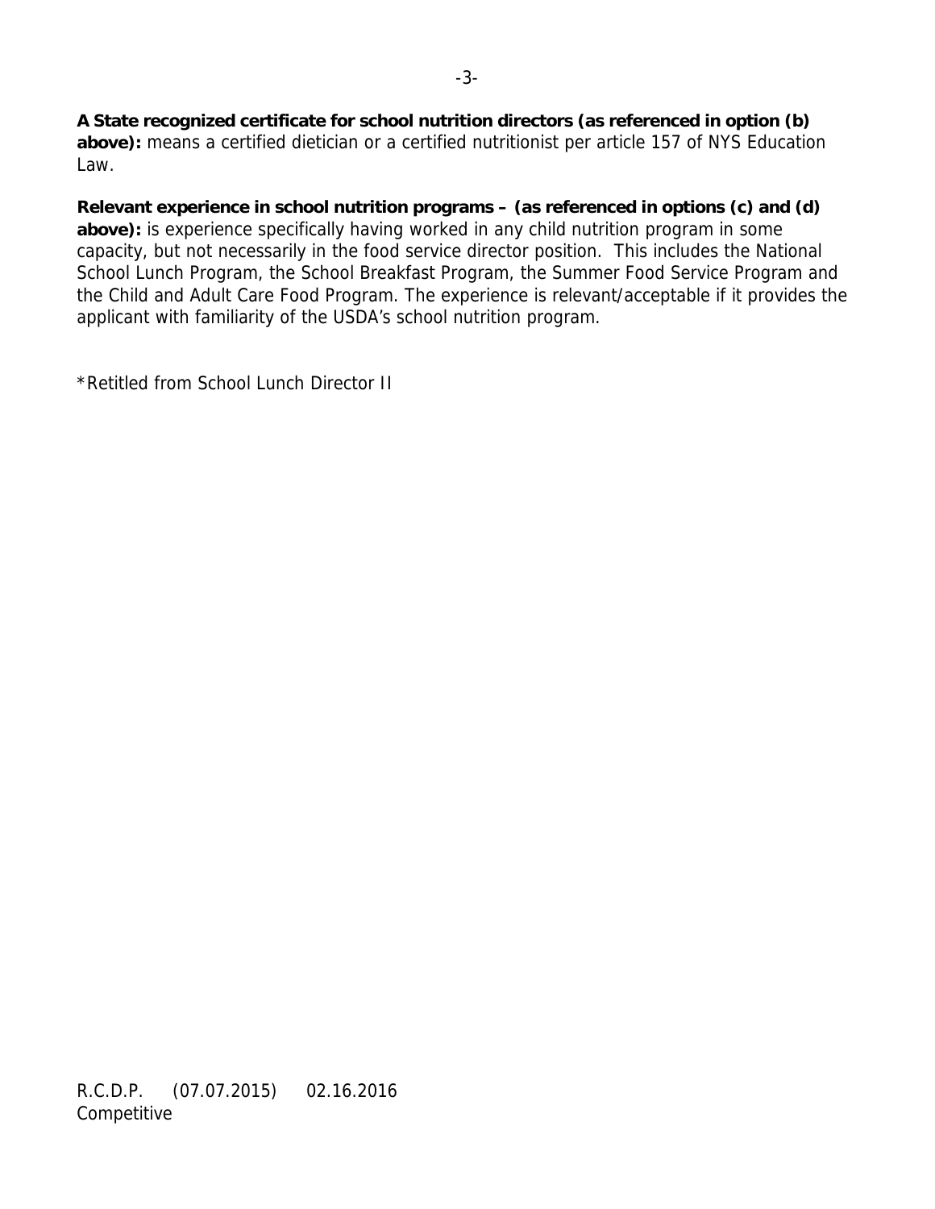**A State recognized certificate for school nutrition directors (as referenced in option (b) above):** means a certified dietician or a certified nutritionist per article 157 of NYS Education Law.

**Relevant experience in school nutrition programs – (as referenced in options (c) and (d) above):** is experience specifically having worked in any child nutrition program in some capacity, but not necessarily in the food service director position. This includes the National School Lunch Program, the School Breakfast Program, the Summer Food Service Program and the Child and Adult Care Food Program. The experience is relevant/acceptable if it provides the applicant with familiarity of the USDA's school nutrition program.

*Retitled from School Lunch Director II

R.C.D.P. (07.07.2015) 02.16.2016
Competitive